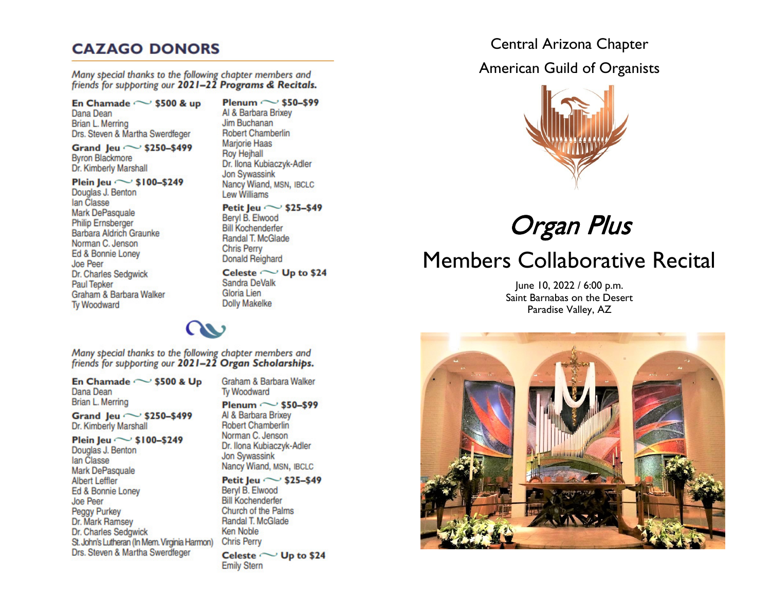## CAZAGO DONORS

*Many special thanks to the following chapter members and friends for supporting our **2021–22 Programs & Recitals.***

**En Chamade ~ $500 & up**
Dana Dean
Brian L. Merring
Drs. Steven & Martha Swerdfeger

**Grand Jeu ~ $250–$499**
Byron Blackmore
Dr. Kimberly Marshall

**Plein Jeu ~ $100–$249**
Douglas J. Benton
Ian Classe
Mark DePasquale
Philip Ernsberger
Barbara Aldrich Graunke
Norman C. Jenson
Ed & Bonnie Loney
Joe Peer
Dr. Charles Sedgwick
Paul Tepker
Graham & Barbara Walker
Ty Woodward

**Plenum ~ $50–$99**
Al & Barbara Brixey
Jim Buchanan
Robert Chamberlin
Marjorie Haas
Roy Hejhall
Dr. Ilona Kubiaczyk-Adler
Jon Sywassink
Nancy Wiand, MSN, IBCLC
Lew Williams

**Petit Jeu ~ $25–$49**
Beryl B. Elwood
Bill Kochenderfer
Randal T. McGlade
Chris Perry
Donald Reighard

**Celeste ~ Up to $24**
Sandra DeValk
Gloria Lien
Dolly Makelke

*Many special thanks to the following chapter members and friends for supporting our **2021–22 Organ Scholarships.***

**En Chamade ~ $500 & Up**
Dana Dean
Brian L. Merring

**Grand Jeu ~ $250–$499**
Dr. Kimberly Marshall

**Plein Jeu ~ $100–$249**
Douglas J. Benton
Ian Classe
Mark DePasquale
Albert Leffler
Ed & Bonnie Loney
Joe Peer
Peggy Purkey
Dr. Mark Ramsey
Dr. Charles Sedgwick
St. John's Lutheran (In Mem. Virginia Harmon)
Drs. Steven & Martha Swerdfeger
Graham & Barbara Walker
Ty Woodward

**Plenum ~ $50–$99**
Al & Barbara Brixey
Robert Chamberlin
Norman C. Jenson
Dr. Ilona Kubiaczyk-Adler
Jon Sywassink
Nancy Wiand, MSN, IBCLC

**Petit Jeu ~ $25–$49**
Beryl B. Elwood
Bill Kochenderfer
Church of the Palms
Randal T. McGlade
Ken Noble
Chris Perry

**Celeste ~ Up to $24**
Emily Stern

Central Arizona Chapter
American Guild of Organists

# *Organ Plus*

# Members Collaborative Recital

June 10, 2022 / 6:00 p.m.
Saint Barnabas on the Desert
Paradise Valley, AZ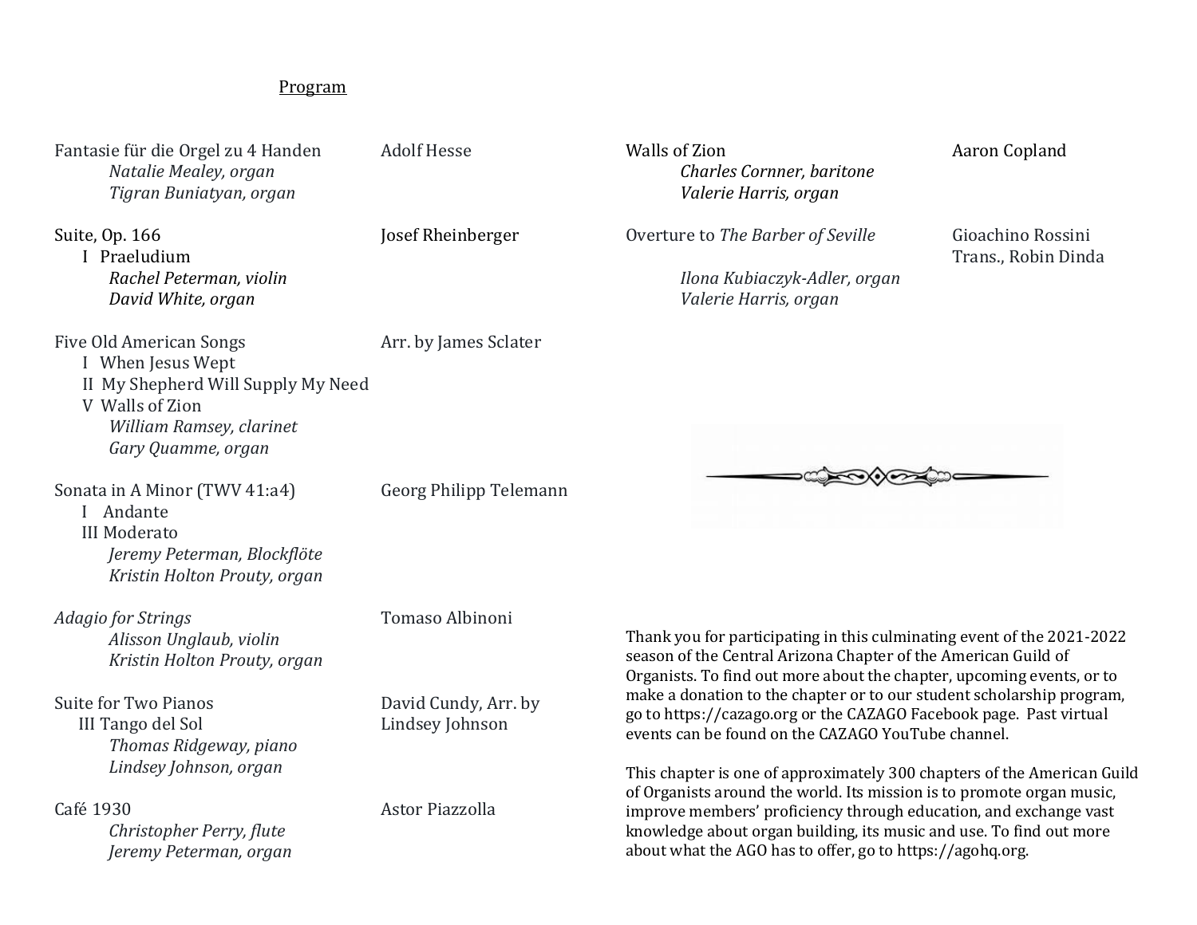Program

Fantasie für die Orgel zu 4 Handen — Adolf Hesse
*Natalie Mealey, organ*
*Tigran Buniatyan, organ*

Suite, Op. 166 — Josef Rheinberger
I Praeludium
*Rachel Peterman, violin*
*David White, organ*

Five Old American Songs — Arr. by James Sclater
I When Jesus Wept
II My Shepherd Will Supply My Need
V Walls of Zion
*William Ramsey, clarinet*
*Gary Quamme, organ*

Sonata in A Minor (TWV 41:a4) — Georg Philipp Telemann
I Andante
III Moderato
*Jeremy Peterman, Blockflöte*
*Kristin Holton Prouty, organ*

*Adagio for Strings* — Tomaso Albinoni
*Alisson Unglaub, violin*
*Kristin Holton Prouty, organ*

Suite for Two Pianos — David Cundy, Arr. by Lindsey Johnson
III Tango del Sol
*Thomas Ridgeway, piano*
*Lindsey Johnson, organ*

Café 1930 — Astor Piazzolla
*Christopher Perry, flute*
*Jeremy Peterman, organ*

Walls of Zion — Aaron Copland
*Charles Cornner, baritone*
*Valerie Harris, organ*

Overture to *The Barber of Seville* — Gioachino Rossini, Trans., Robin Dinda
*Ilona Kubiaczyk-Adler, organ*
*Valerie Harris, organ*

Thank you for participating in this culminating event of the 2021-2022 season of the Central Arizona Chapter of the American Guild of Organists. To find out more about the chapter, upcoming events, or to make a donation to the chapter or to our student scholarship program, go to https://cazago.org or the CAZAGO Facebook page. Past virtual events can be found on the CAZAGO YouTube channel.

This chapter is one of approximately 300 chapters of the American Guild of Organists around the world. Its mission is to promote organ music, improve members' proficiency through education, and exchange vast knowledge about organ building, its music and use. To find out more about what the AGO has to offer, go to https://agohq.org.